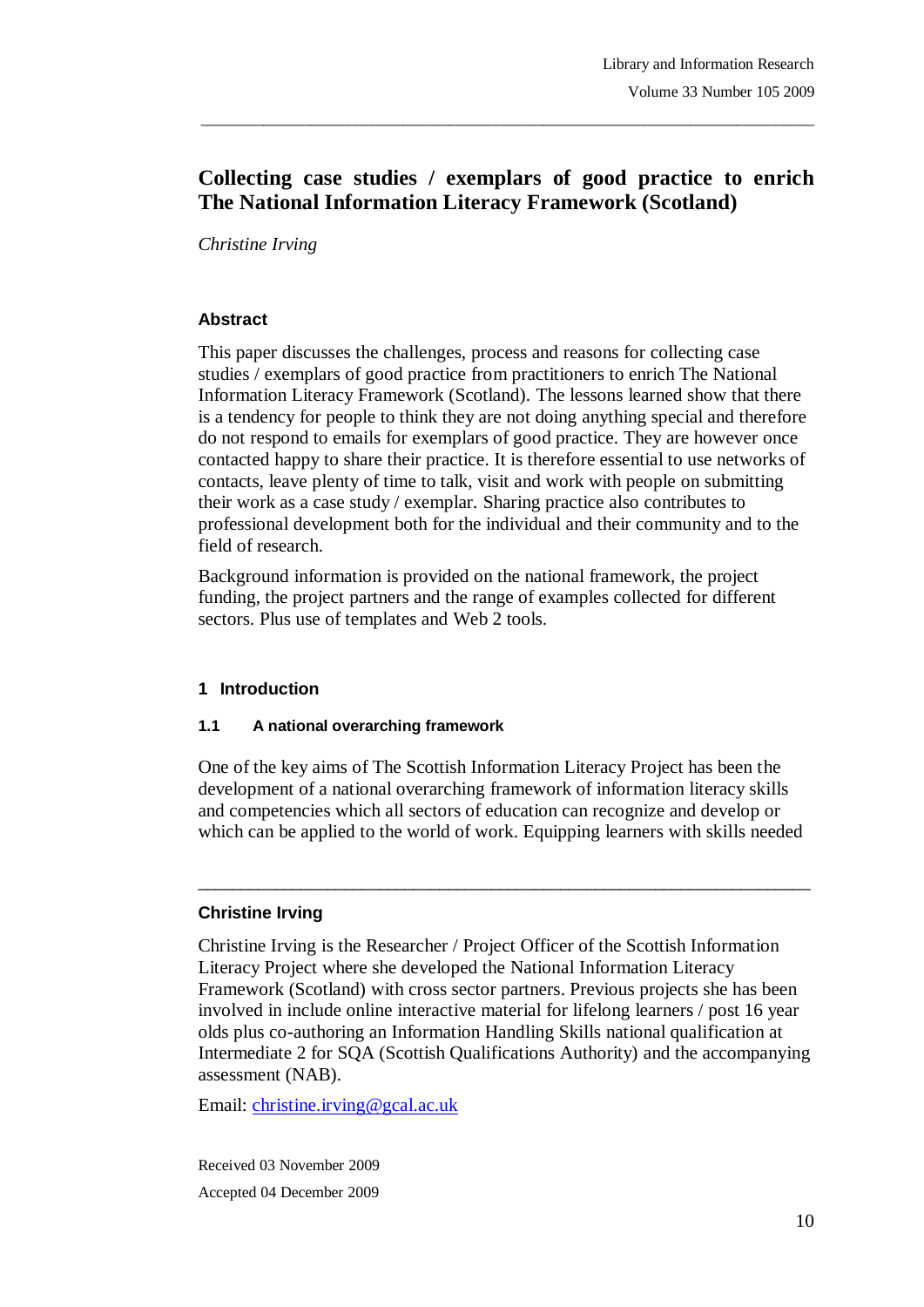# Collecting case studies / exemplars of good practice to enrich The National Information Literacy Framework (Scotland)

*Christine Irving*

### Abstract

This paper discusses the challenges, process and reasons for collecting case studies / exemplars of good practice from practitioners to enrich The National Information Literacy Framework (Scotland). The lessons learned show that there is a tendency for people to think they are not doing anything special and therefore do not respond to emails for exemplars of good practice. They are however once contacted happy to share their practice. It is therefore essential to use networks of contacts, leave plenty of time to talk, visit and work with people on submitting their work as a case study / exemplar. Sharing practice also contributes to professional development both for the individual and their community and to the field of research.

Background information is provided on the national framework, the project funding, the project partners and the range of examples collected for different sectors. Plus use of templates and Web 2 tools.

## 1 Introduction

### 1.1 A national overarching framework

One of the key aims of The Scottish Information Literacy Project has been the development of a national overarching framework of information literacy skills and competencies which all sectors of education can recognize and develop or which can be applied to the world of work. Equipping learners with skills needed

---

**Christine Irving**

Christine Irving is the Researcher / Project Officer of the Scottish Information Literacy Project where she developed the National Information Literacy Framework (Scotland) with cross sector partners. Previous projects she has been involved in include online interactive material for lifelong learners / post 16 year olds plus co-authoring an Information Handling Skills national qualification at Intermediate 2 for SQA (Scottish Qualifications Authority) and the accompanying assessment (NAB).

Email: [christine.irving@gcal.ac.uk](mailto:christine.irving@gcal.ac.uk)

Received 03 November 2009

Accepted 04 December 2009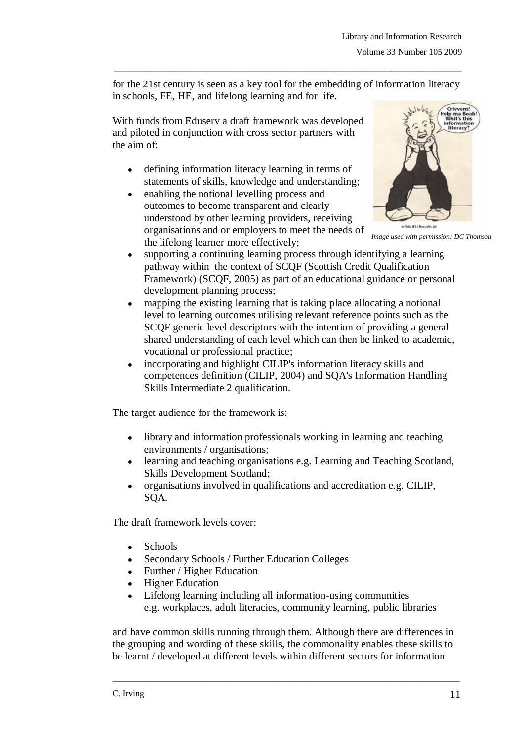for the 21st century is seen as a key tool for the embedding of information literacy in schools, FE, HE, and lifelong learning and for life.

With funds from Eduserv a draft framework was developed and piloted in conjunction with cross sector partners with the aim of:

- defining information literacy learning in terms of statements of skills, knowledge and understanding;
- enabling the notional levelling process and outcomes to become transparent and clearly understood by other learning providers, receiving organisations and or employers to meet the needs of the lifelong learner more effectively;
- supporting a continuing learning process through identifying a learning pathway within the context of SCQF (Scottish Credit Qualification Framework) (SCQF, 2005) as part of an educational guidance or personal development planning process;
- mapping the existing learning that is taking place allocating a notional level to learning outcomes utilising relevant reference points such as the SCQF generic level descriptors with the intention of providing a general shared understanding of each level which can then be linked to academic, vocational or professional practice;
- incorporating and highlight CILIP's information literacy skills and competences definition (CILIP, 2004) and SQA's Information Handling Skills Intermediate 2 qualification.

*Image used with permission: DC Thomson*

The target audience for the framework is:

- library and information professionals working in learning and teaching environments / organisations;
- learning and teaching organisations e.g. Learning and Teaching Scotland, Skills Development Scotland;
- organisations involved in qualifications and accreditation e.g. CILIP, SQA.

The draft framework levels cover:

- Schools
- Secondary Schools / Further Education Colleges
- Further / Higher Education
- Higher Education
- Lifelong learning including all information-using communities e.g. workplaces, adult literacies, community learning, public libraries

and have common skills running through them. Although there are differences in the grouping and wording of these skills, the commonality enables these skills to be learnt / developed at different levels within different sectors for information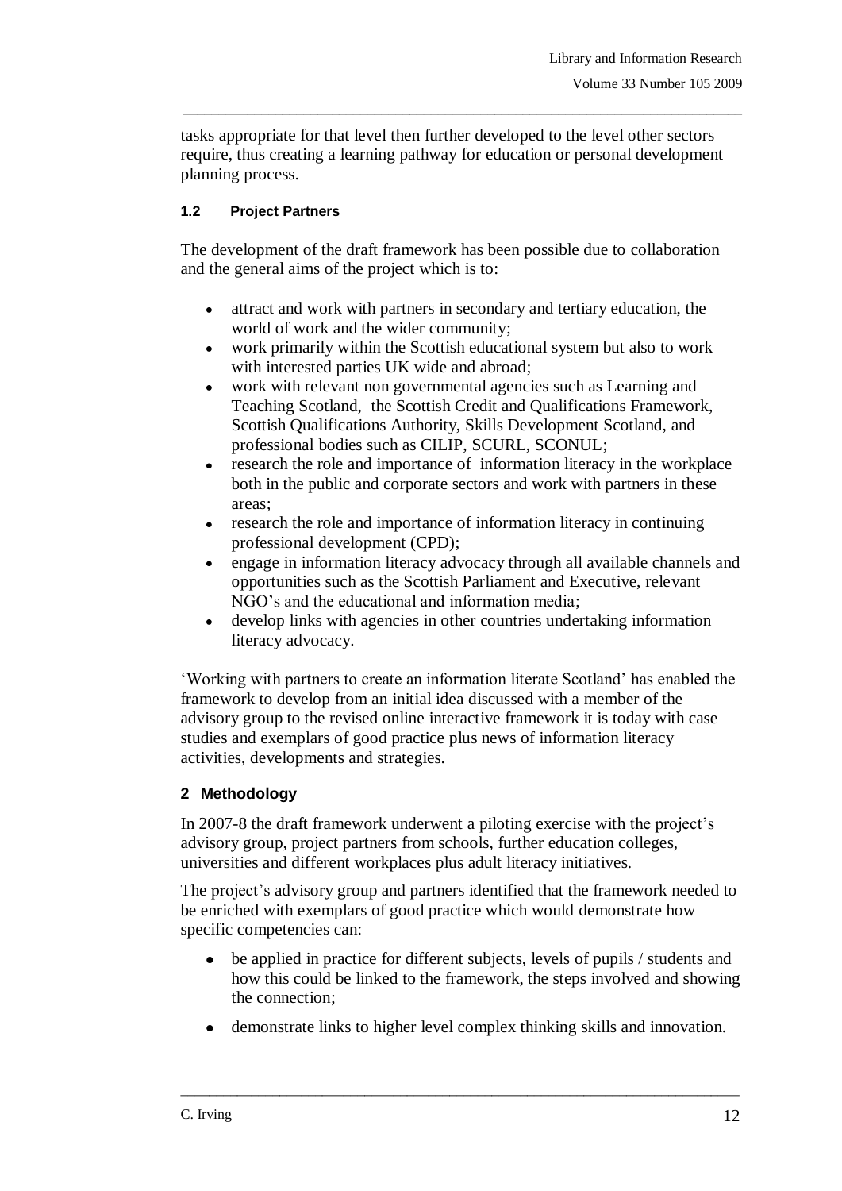tasks appropriate for that level then further developed to the level other sectors require, thus creating a learning pathway for education or personal development planning process.

### 1.2 Project Partners

The development of the draft framework has been possible due to collaboration and the general aims of the project which is to:

- attract and work with partners in secondary and tertiary education, the world of work and the wider community;
- work primarily within the Scottish educational system but also to work with interested parties UK wide and abroad;
- work with relevant non governmental agencies such as Learning and Teaching Scotland, the Scottish Credit and Qualifications Framework, Scottish Qualifications Authority, Skills Development Scotland, and professional bodies such as CILIP, SCURL, SCONUL;
- research the role and importance of information literacy in the workplace both in the public and corporate sectors and work with partners in these areas;
- research the role and importance of information literacy in continuing professional development (CPD);
- engage in information literacy advocacy through all available channels and opportunities such as the Scottish Parliament and Executive, relevant NGO's and the educational and information media;
- develop links with agencies in other countries undertaking information literacy advocacy.

'Working with partners to create an information literate Scotland' has enabled the framework to develop from an initial idea discussed with a member of the advisory group to the revised online interactive framework it is today with case studies and exemplars of good practice plus news of information literacy activities, developments and strategies.

## 2 Methodology

In 2007-8 the draft framework underwent a piloting exercise with the project's advisory group, project partners from schools, further education colleges, universities and different workplaces plus adult literacy initiatives.

The project's advisory group and partners identified that the framework needed to be enriched with exemplars of good practice which would demonstrate how specific competencies can:

- be applied in practice for different subjects, levels of pupils / students and how this could be linked to the framework, the steps involved and showing the connection;
- demonstrate links to higher level complex thinking skills and innovation.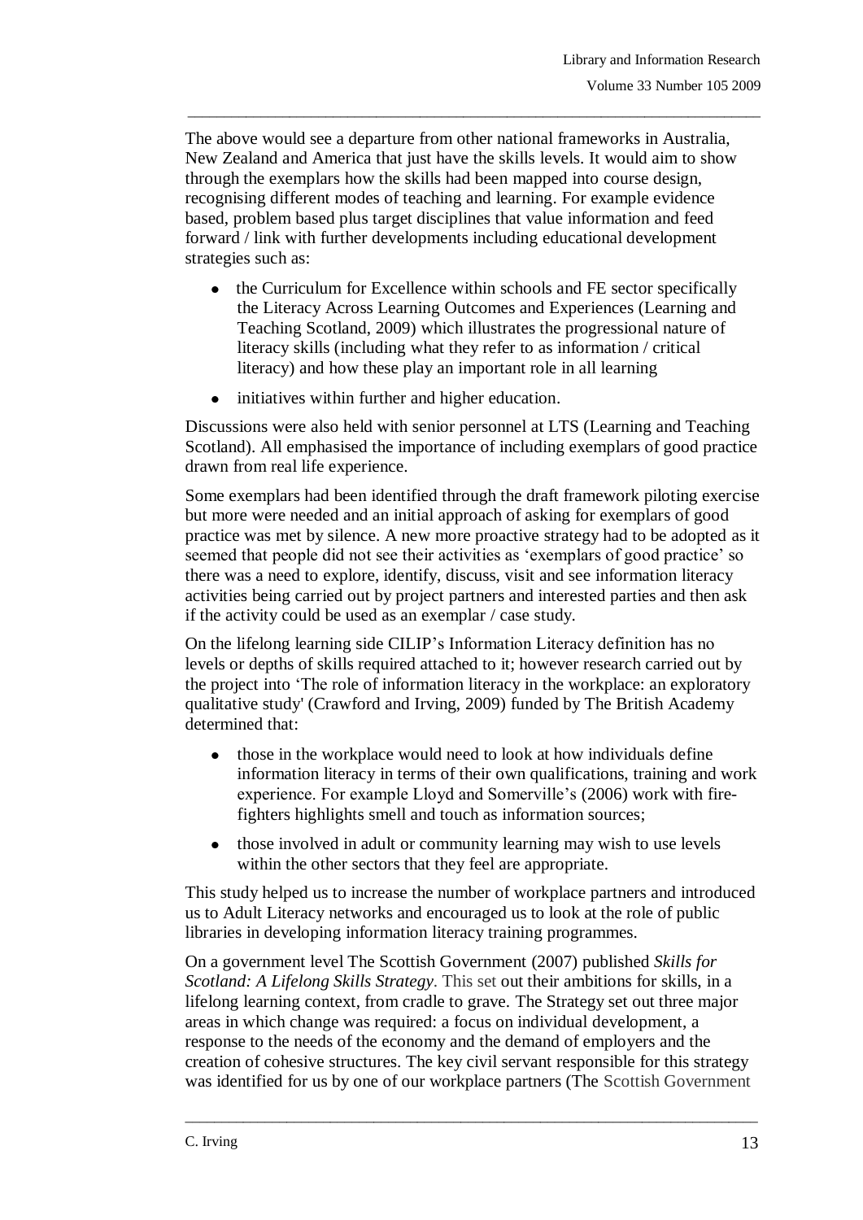The above would see a departure from other national frameworks in Australia, New Zealand and America that just have the skills levels. It would aim to show through the exemplars how the skills had been mapped into course design, recognising different modes of teaching and learning. For example evidence based, problem based plus target disciplines that value information and feed forward / link with further developments including educational development strategies such as:

- the Curriculum for Excellence within schools and FE sector specifically the Literacy Across Learning Outcomes and Experiences (Learning and Teaching Scotland, 2009) which illustrates the progressional nature of literacy skills (including what they refer to as information / critical literacy) and how these play an important role in all learning
- initiatives within further and higher education.

Discussions were also held with senior personnel at LTS (Learning and Teaching Scotland). All emphasised the importance of including exemplars of good practice drawn from real life experience.

Some exemplars had been identified through the draft framework piloting exercise but more were needed and an initial approach of asking for exemplars of good practice was met by silence. A new more proactive strategy had to be adopted as it seemed that people did not see their activities as 'exemplars of good practice' so there was a need to explore, identify, discuss, visit and see information literacy activities being carried out by project partners and interested parties and then ask if the activity could be used as an exemplar / case study.

On the lifelong learning side CILIP's Information Literacy definition has no levels or depths of skills required attached to it; however research carried out by the project into 'The role of information literacy in the workplace: an exploratory qualitative study' (Crawford and Irving, 2009) funded by The British Academy determined that:

- those in the workplace would need to look at how individuals define information literacy in terms of their own qualifications, training and work experience. For example Lloyd and Somerville's (2006) work with fire-fighters highlights smell and touch as information sources;
- those involved in adult or community learning may wish to use levels within the other sectors that they feel are appropriate.

This study helped us to increase the number of workplace partners and introduced us to Adult Literacy networks and encouraged us to look at the role of public libraries in developing information literacy training programmes.

On a government level The Scottish Government (2007) published *Skills for Scotland: A Lifelong Skills Strategy*. This set out their ambitions for skills, in a lifelong learning context, from cradle to grave. The Strategy set out three major areas in which change was required: a focus on individual development, a response to the needs of the economy and the demand of employers and the creation of cohesive structures. The key civil servant responsible for this strategy was identified for us by one of our workplace partners (The Scottish Government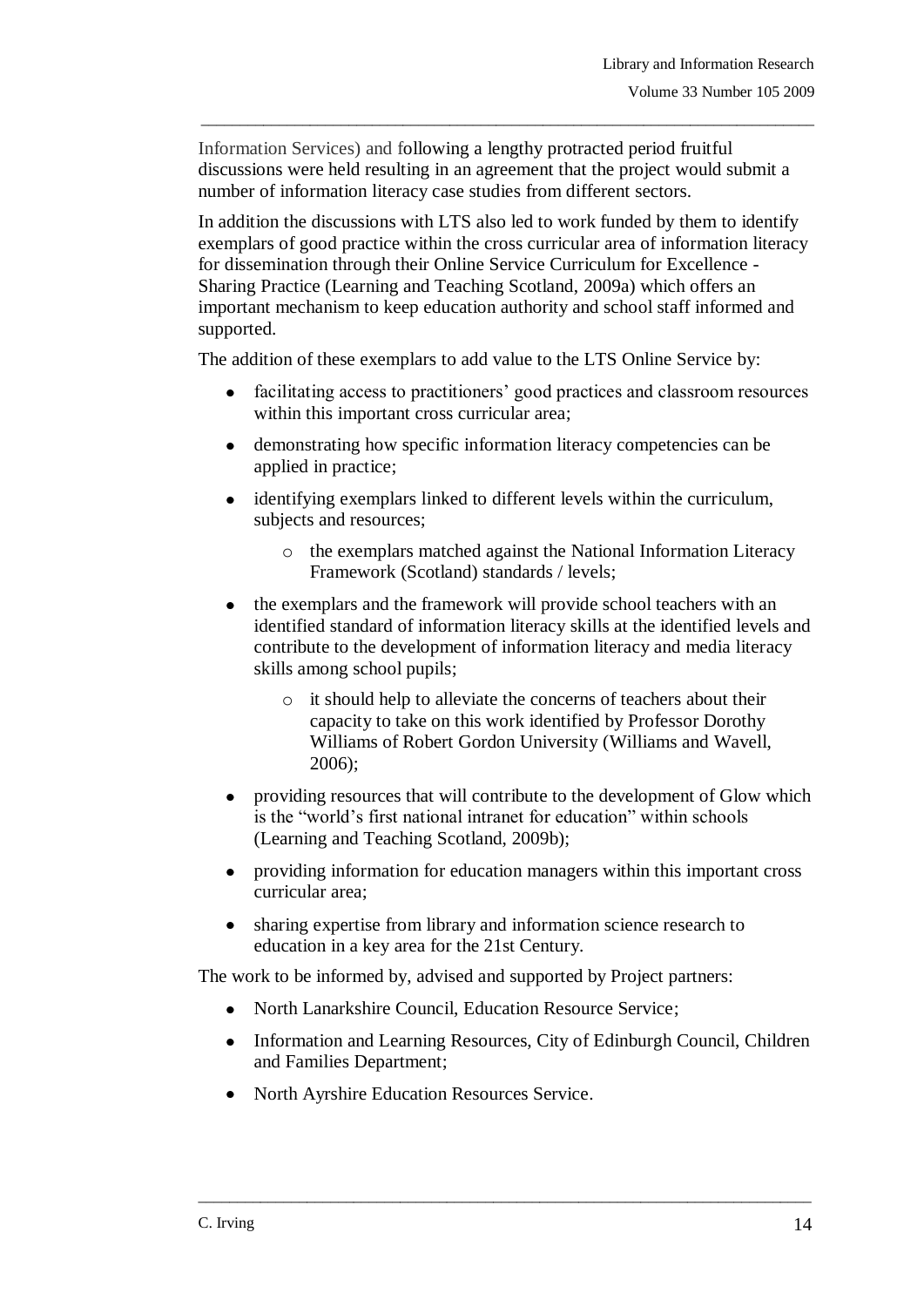Information Services) and following a lengthy protracted period fruitful discussions were held resulting in an agreement that the project would submit a number of information literacy case studies from different sectors.

In addition the discussions with LTS also led to work funded by them to identify exemplars of good practice within the cross curricular area of information literacy for dissemination through their Online Service Curriculum for Excellence - Sharing Practice (Learning and Teaching Scotland, 2009a) which offers an important mechanism to keep education authority and school staff informed and supported.

The addition of these exemplars to add value to the LTS Online Service by:

- facilitating access to practitioners' good practices and classroom resources within this important cross curricular area;
- demonstrating how specific information literacy competencies can be applied in practice;
- identifying exemplars linked to different levels within the curriculum, subjects and resources;
    - the exemplars matched against the National Information Literacy Framework (Scotland) standards / levels;
- the exemplars and the framework will provide school teachers with an identified standard of information literacy skills at the identified levels and contribute to the development of information literacy and media literacy skills among school pupils;
    - it should help to alleviate the concerns of teachers about their capacity to take on this work identified by Professor Dorothy Williams of Robert Gordon University (Williams and Wavell, 2006);
- providing resources that will contribute to the development of Glow which is the "world's first national intranet for education" within schools (Learning and Teaching Scotland, 2009b);
- providing information for education managers within this important cross curricular area;
- sharing expertise from library and information science research to education in a key area for the 21st Century.

The work to be informed by, advised and supported by Project partners:

- North Lanarkshire Council, Education Resource Service;
- Information and Learning Resources, City of Edinburgh Council, Children and Families Department;
- North Ayrshire Education Resources Service.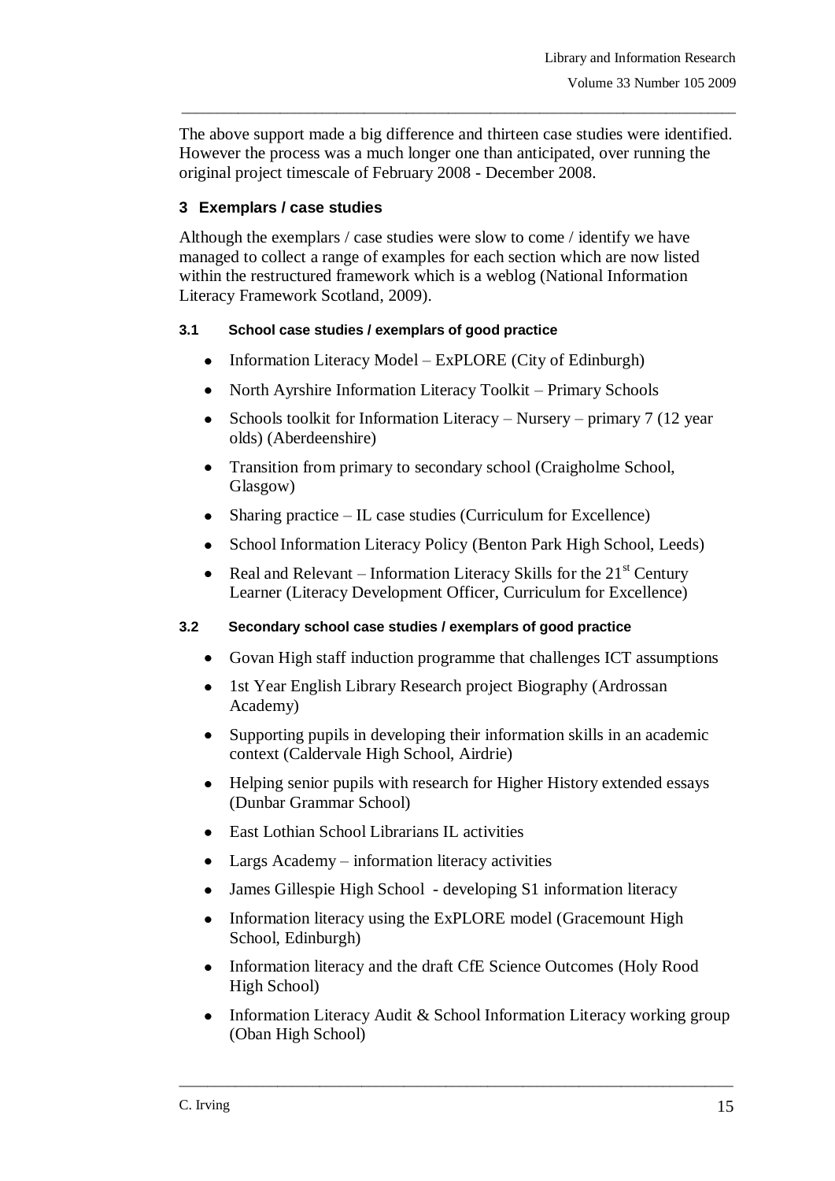The above support made a big difference and thirteen case studies were identified. However the process was a much longer one than anticipated, over running the original project timescale of February 2008 - December 2008.

## 3 Exemplars / case studies

Although the exemplars / case studies were slow to come / identify we have managed to collect a range of examples for each section which are now listed within the restructured framework which is a weblog (National Information Literacy Framework Scotland, 2009).

### 3.1 School case studies / exemplars of good practice

- Information Literacy Model – ExPLORE (City of Edinburgh)
- North Ayrshire Information Literacy Toolkit – Primary Schools
- Schools toolkit for Information Literacy – Nursery – primary 7 (12 year olds) (Aberdeenshire)
- Transition from primary to secondary school (Craigholme School, Glasgow)
- Sharing practice – IL case studies (Curriculum for Excellence)
- School Information Literacy Policy (Benton Park High School, Leeds)
- Real and Relevant – Information Literacy Skills for the 21st Century Learner (Literacy Development Officer, Curriculum for Excellence)

### 3.2 Secondary school case studies / exemplars of good practice

- Govan High staff induction programme that challenges ICT assumptions
- 1st Year English Library Research project Biography (Ardrossan Academy)
- Supporting pupils in developing their information skills in an academic context (Caldervale High School, Airdrie)
- Helping senior pupils with research for Higher History extended essays (Dunbar Grammar School)
- East Lothian School Librarians IL activities
- Largs Academy – information literacy activities
- James Gillespie High School - developing S1 information literacy
- Information literacy using the ExPLORE model (Gracemount High School, Edinburgh)
- Information literacy and the draft CfE Science Outcomes (Holy Rood High School)
- Information Literacy Audit & School Information Literacy working group (Oban High School)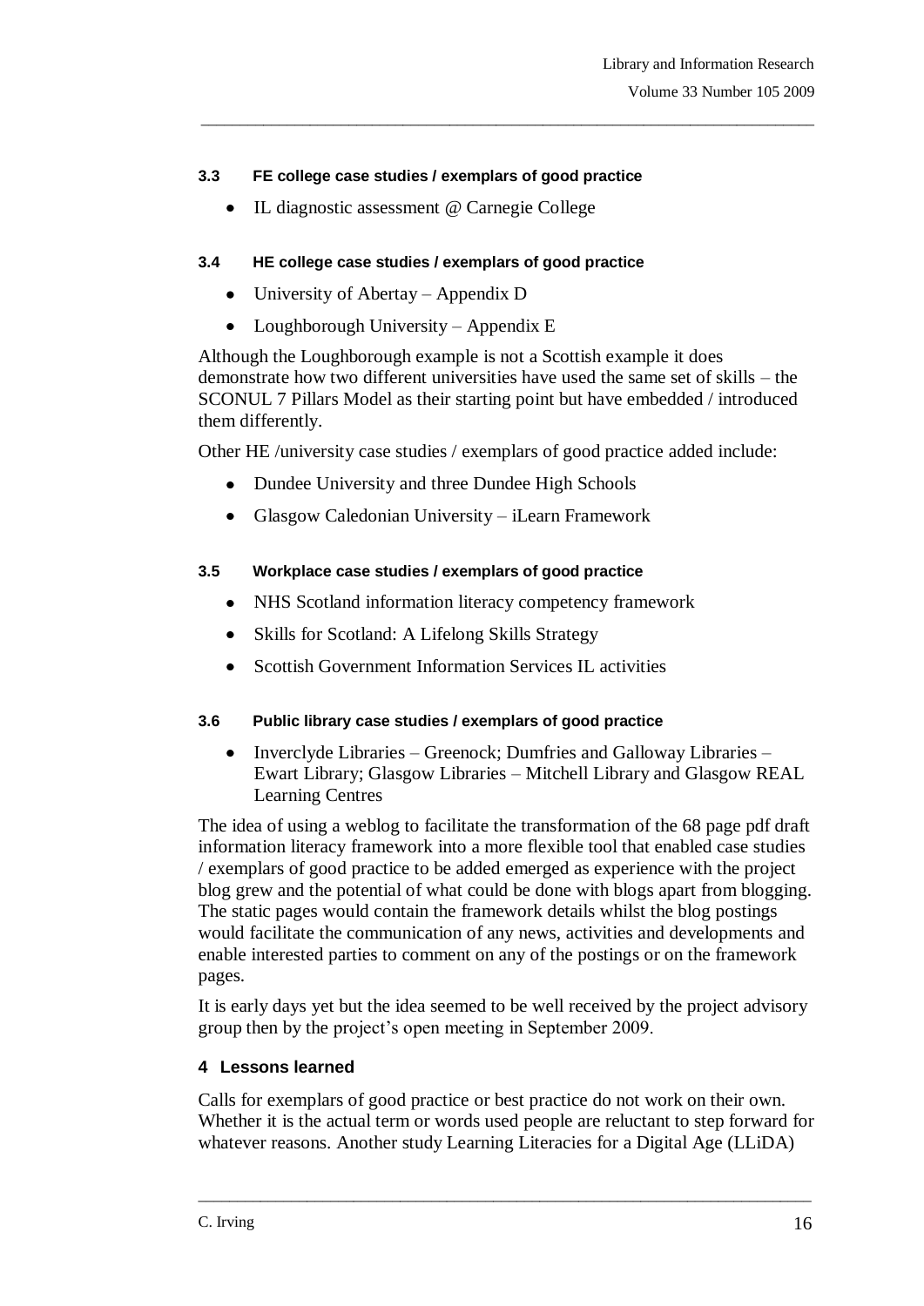### 3.3 FE college case studies / exemplars of good practice

- IL diagnostic assessment @ Carnegie College

### 3.4 HE college case studies / exemplars of good practice

- University of Abertay – Appendix D
- Loughborough University – Appendix E

Although the Loughborough example is not a Scottish example it does demonstrate how two different universities have used the same set of skills – the SCONUL 7 Pillars Model as their starting point but have embedded / introduced them differently.

Other HE /university case studies / exemplars of good practice added include:

- Dundee University and three Dundee High Schools
- Glasgow Caledonian University – iLearn Framework

### 3.5 Workplace case studies / exemplars of good practice

- NHS Scotland information literacy competency framework
- Skills for Scotland: A Lifelong Skills Strategy
- Scottish Government Information Services IL activities

### 3.6 Public library case studies / exemplars of good practice

- Inverclyde Libraries – Greenock; Dumfries and Galloway Libraries – Ewart Library; Glasgow Libraries – Mitchell Library and Glasgow REAL Learning Centres

The idea of using a weblog to facilitate the transformation of the 68 page pdf draft information literacy framework into a more flexible tool that enabled case studies / exemplars of good practice to be added emerged as experience with the project blog grew and the potential of what could be done with blogs apart from blogging. The static pages would contain the framework details whilst the blog postings would facilitate the communication of any news, activities and developments and enable interested parties to comment on any of the postings or on the framework pages.

It is early days yet but the idea seemed to be well received by the project advisory group then by the project's open meeting in September 2009.

## 4 Lessons learned

Calls for exemplars of good practice or best practice do not work on their own. Whether it is the actual term or words used people are reluctant to step forward for whatever reasons. Another study Learning Literacies for a Digital Age (LLiDA)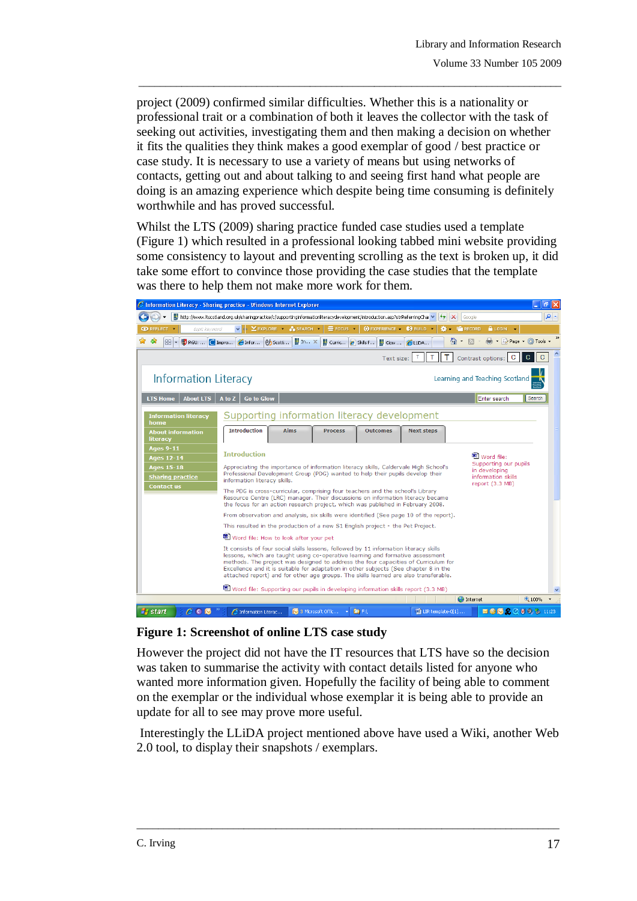project (2009) confirmed similar difficulties. Whether this is a nationality or professional trait or a combination of both it leaves the collector with the task of seeking out activities, investigating them and then making a decision on whether it fits the qualities they think makes a good exemplar of good / best practice or case study. It is necessary to use a variety of means but using networks of contacts, getting out and about talking to and seeing first hand what people are doing is an amazing experience which despite being time consuming is definitely worthwhile and has proved successful.

Whilst the LTS (2009) sharing practice funded case studies used a template (Figure 1) which resulted in a professional looking tabbed mini website providing some consistency to layout and preventing scrolling as the text is broken up, it did take some effort to convince those providing the case studies that the template was there to help them not make more work for them.

**Figure 1: Screenshot of online LTS case study**

However the project did not have the IT resources that LTS have so the decision was taken to summarise the activity with contact details listed for anyone who wanted more information given. Hopefully the facility of being able to comment on the exemplar or the individual whose exemplar it is being able to provide an update for all to see may prove more useful.

Interestingly the LLiDA project mentioned above have used a Wiki, another Web 2.0 tool, to display their snapshots / exemplars.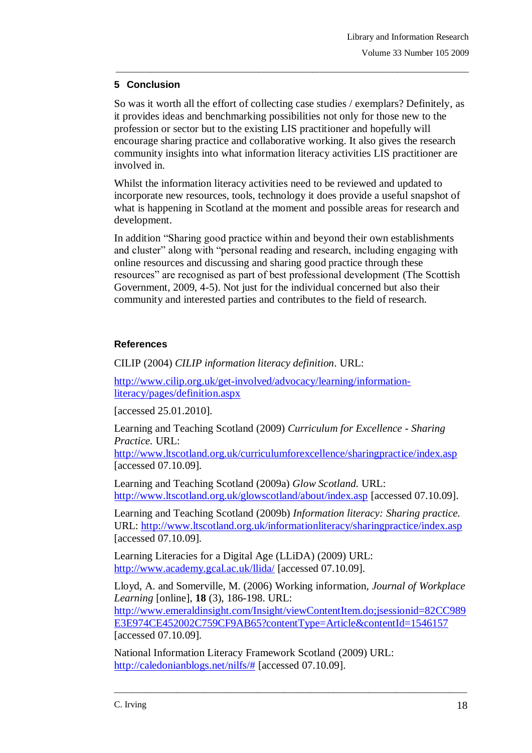## 5 Conclusion

So was it worth all the effort of collecting case studies / exemplars? Definitely, as it provides ideas and benchmarking possibilities not only for those new to the profession or sector but to the existing LIS practitioner and hopefully will encourage sharing practice and collaborative working. It also gives the research community insights into what information literacy activities LIS practitioner are involved in.

Whilst the information literacy activities need to be reviewed and updated to incorporate new resources, tools, technology it does provide a useful snapshot of what is happening in Scotland at the moment and possible areas for research and development.

In addition "Sharing good practice within and beyond their own establishments and cluster" along with "personal reading and research, including engaging with online resources and discussing and sharing good practice through these resources" are recognised as part of best professional development (The Scottish Government, 2009, 4-5). Not just for the individual concerned but also their community and interested parties and contributes to the field of research.

## References

CILIP (2004) *CILIP information literacy definition*. URL:

http://www.cilip.org.uk/get-involved/advocacy/learning/information-literacy/pages/definition.aspx

[accessed 25.01.2010].

Learning and Teaching Scotland (2009) *Curriculum for Excellence - Sharing Practice.* URL: http://www.ltscotland.org.uk/curriculumforexcellence/sharingpractice/index.asp [accessed 07.10.09].

Learning and Teaching Scotland (2009a) *Glow Scotland.* URL: http://www.ltscotland.org.uk/glowscotland/about/index.asp [accessed 07.10.09].

Learning and Teaching Scotland (2009b) *Information literacy: Sharing practice.* URL: http://www.ltscotland.org.uk/informationliteracy/sharingpractice/index.asp [accessed 07.10.09].

Learning Literacies for a Digital Age (LLiDA) (2009) URL: http://www.academy.gcal.ac.uk/llida/ [accessed 07.10.09].

Lloyd, A. and Somerville, M. (2006) Working information, *Journal of Workplace Learning* [online], **18** (3), 186-198. URL: http://www.emeraldinsight.com/Insight/viewContentItem.do;jsessionid=82CC989E3E974CE452002C759CF9AB65?contentType=Article&contentId=1546157 [accessed 07.10.09].

National Information Literacy Framework Scotland (2009) URL: http://caledonianblogs.net/nilfs/# [accessed 07.10.09].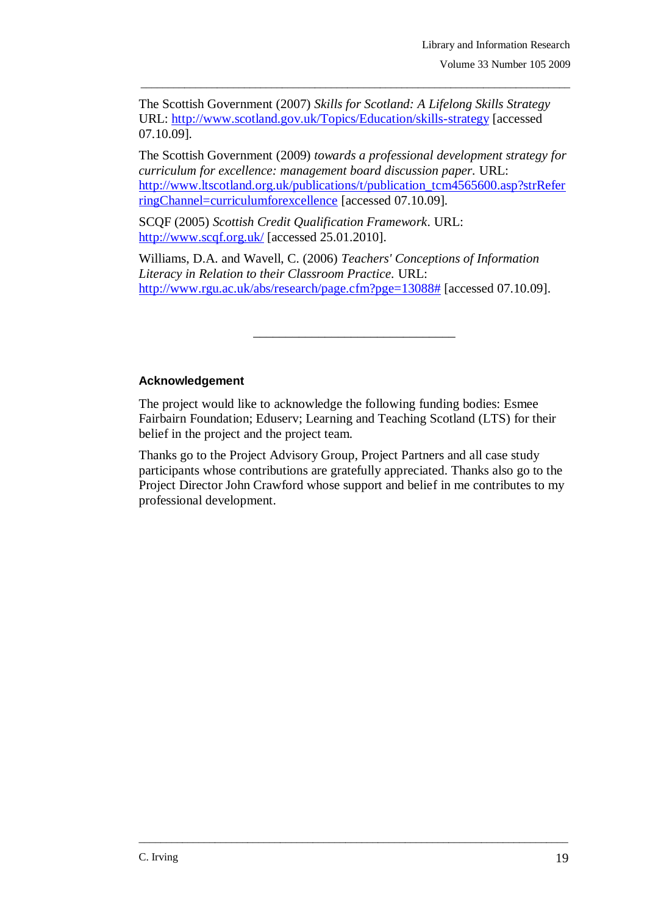The Scottish Government (2007) *Skills for Scotland: A Lifelong Skills Strategy* URL: http://www.scotland.gov.uk/Topics/Education/skills-strategy [accessed 07.10.09].

The Scottish Government (2009) *towards a professional development strategy for curriculum for excellence: management board discussion paper.* URL: http://www.ltscotland.org.uk/publications/t/publication_tcm4565600.asp?strReferringChannel=curriculumforexcellence [accessed 07.10.09].

SCQF (2005) *Scottish Credit Qualification Framework*. URL: http://www.scqf.org.uk/ [accessed 25.01.2010].

Williams, D.A. and Wavell, C. (2006) *Teachers' Conceptions of Information Literacy in Relation to their Classroom Practice.* URL: http://www.rgu.ac.uk/abs/research/page.cfm?pge=13088# [accessed 07.10.09].

---

**Acknowledgement**

The project would like to acknowledge the following funding bodies: Esmee Fairbairn Foundation; Eduserv; Learning and Teaching Scotland (LTS) for their belief in the project and the project team.

Thanks go to the Project Advisory Group, Project Partners and all case study participants whose contributions are gratefully appreciated. Thanks also go to the Project Director John Crawford whose support and belief in me contributes to my professional development.